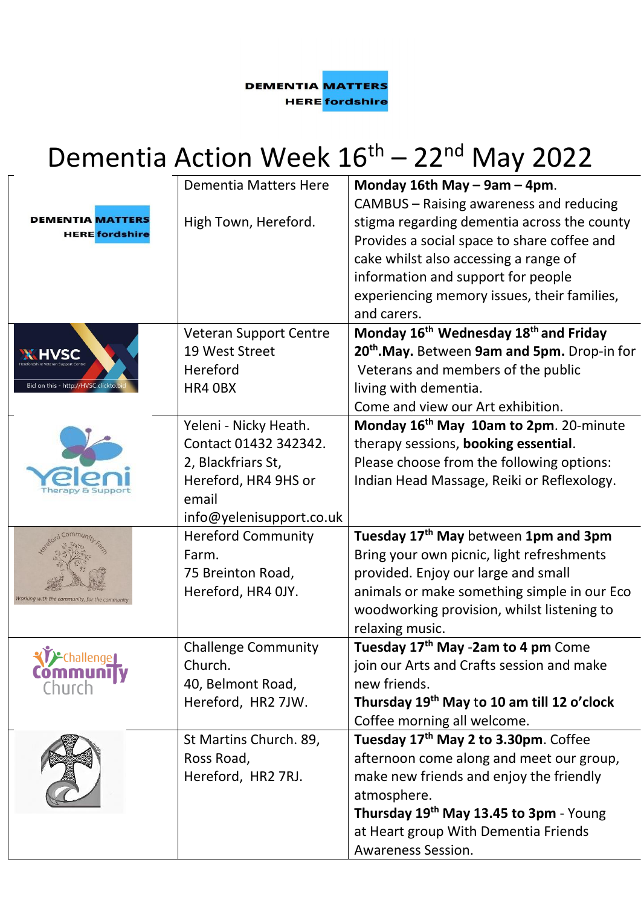DEMENTIA MATTERS HEREfordshire

# Dementia Action Week 16th – 22nd May 2022

| | | |
|---|---|---|
| DEMENTIA MATTERS HEREfordshire | Dementia Matters Here<br><br>High Town, Hereford. | **Monday 16th May – 9am – 4pm**.<br>CAMBUS – Raising awareness and reducing stigma regarding dementia across the county Provides a social space to share coffee and cake whilst also accessing a range of information and support for people experiencing memory issues, their families, and carers. |
| HVSC Herefordshire Veteran Support Centre<br>Bid on this - http://HVSC.clickto.bid | Veteran Support Centre<br>19 West Street<br>Hereford<br>HR4 0BX | **Monday 16th Wednesday 18th and Friday 20th.May.** Between **9am and 5pm.** Drop-in for Veterans and members of the public living with dementia.<br>Come and view our Art exhibition. |
| Yeleni Therapy & Support | Yeleni - Nicky Heath.<br>Contact 01432 342342.<br>2, Blackfriars St,<br>Hereford, HR4 9HS or email<br>info@yelenisupport.co.uk | **Monday 16th May 10am to 2pm**. 20-minute therapy sessions, **booking essential**.<br>Please choose from the following options: Indian Head Massage, Reiki or Reflexology. |
| Hereford Community Farm<br>*Working with the community, for the community* | Hereford Community Farm.<br>75 Breinton Road,<br>Hereford, HR4 0JY. | **Tuesday 17th May** between **1pm and 3pm** Bring your own picnic, light refreshments provided. Enjoy our large and small animals or make something simple in our Eco woodworking provision, whilst listening to relaxing music. |
| Challenge Community Church | Challenge Community Church.<br>40, Belmont Road,<br>Hereford, HR2 7JW. | **Tuesday 17th May -2am to 4 pm** Come join our Arts and Crafts session and make new friends.<br>**Thursday 19th May** to **10 am till 12 o'clock** Coffee morning all welcome. |
| | St Martins Church. 89, Ross Road,<br>Hereford, HR2 7RJ. | **Tuesday 17th May 2 to 3.30pm**. Coffee afternoon come along and meet our group, make new friends and enjoy the friendly atmosphere.<br>**Thursday 19th May 13.45 to 3pm** - Young at Heart group With Dementia Friends Awareness Session. |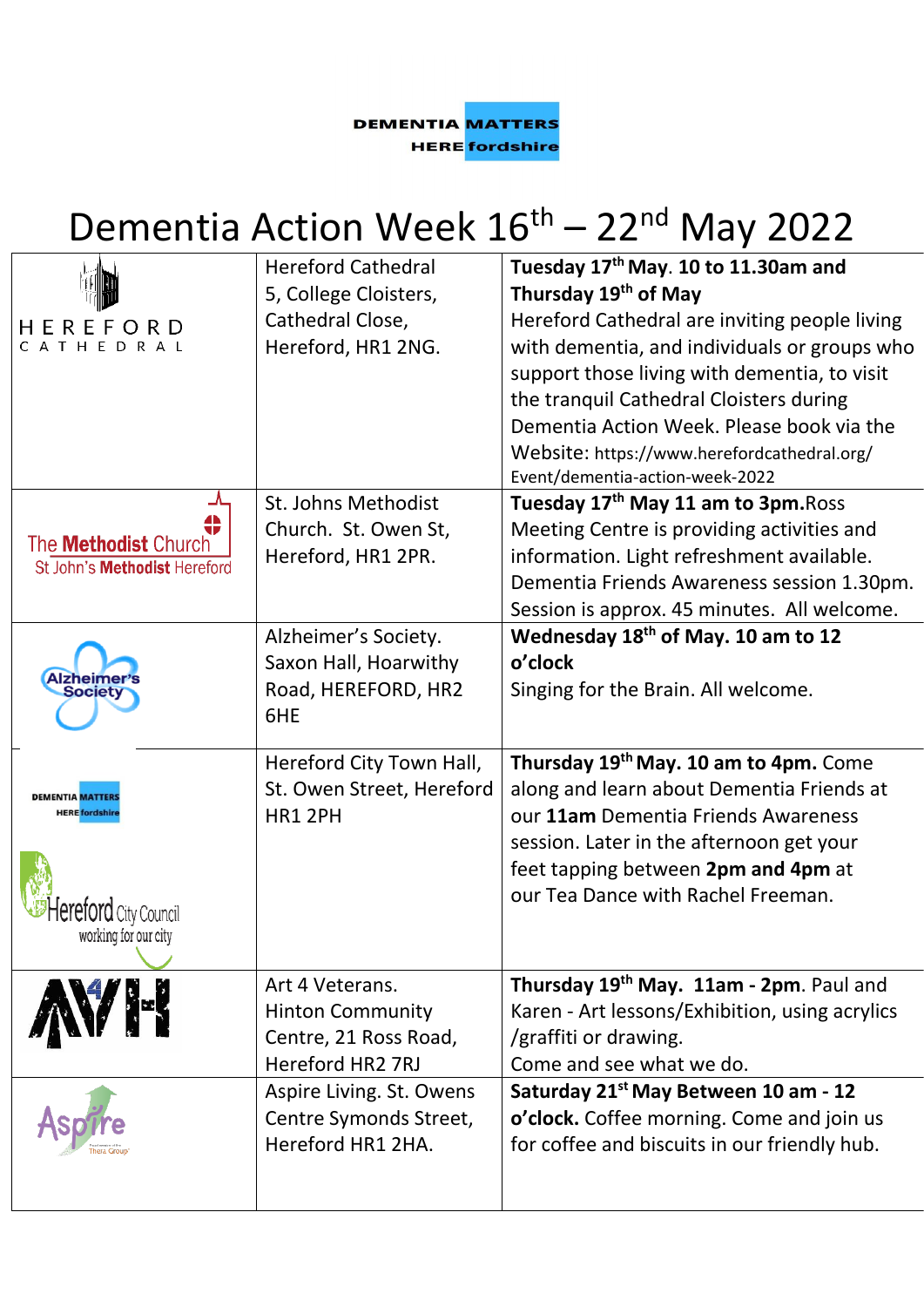DEMENTIA MATTERS HEREfordshire

# Dementia Action Week 16th – 22nd May 2022

| | | |
|---|---|---|
| HEREFORD CATHEDRAL | Hereford Cathedral 5, College Cloisters, Cathedral Close, Hereford, HR1 2NG. | **Tuesday 17th May. 10 to 11.30am and Thursday 19th of May** Hereford Cathedral are inviting people living with dementia, and individuals or groups who support those living with dementia, to visit the tranquil Cathedral Cloisters during Dementia Action Week. Please book via the Website: https://www.herefordcathedral.org/Event/dementia-action-week-2022 |
| The Methodist Church St John's Methodist Hereford | St. Johns Methodist Church. St. Owen St, Hereford, HR1 2PR. | **Tuesday 17th May 11 am to 3pm.** Ross Meeting Centre is providing activities and information. Light refreshment available. Dementia Friends Awareness session 1.30pm. Session is approx. 45 minutes. All welcome. |
| Alzheimer's Society | Alzheimer's Society. Saxon Hall, Hoarwithy Road, HEREFORD, HR2 6HE | **Wednesday 18th of May. 10 am to 12 o'clock** Singing for the Brain. All welcome. |
| DEMENTIA MATTERS HEREfordshire; Hereford City Council working for our city | Hereford City Town Hall, St. Owen Street, Hereford HR1 2PH | **Thursday 19th May. 10 am to 4pm.** Come along and learn about Dementia Friends at our **11am** Dementia Friends Awareness session. Later in the afternoon get your feet tapping between **2pm and 4pm** at our Tea Dance with Rachel Freeman. |
| A4V | Art 4 Veterans. Hinton Community Centre, 21 Ross Road, Hereford HR2 7RJ | **Thursday 19th May. 11am - 2pm.** Paul and Karen - Art lessons/Exhibition, using acrylics /graffiti or drawing. Come and see what we do. |
| Aspire Thera Group | Aspire Living. St. Owens Centre Symonds Street, Hereford HR1 2HA. | **Saturday 21st May Between 10 am - 12 o'clock.** Coffee morning. Come and join us for coffee and biscuits in our friendly hub. |